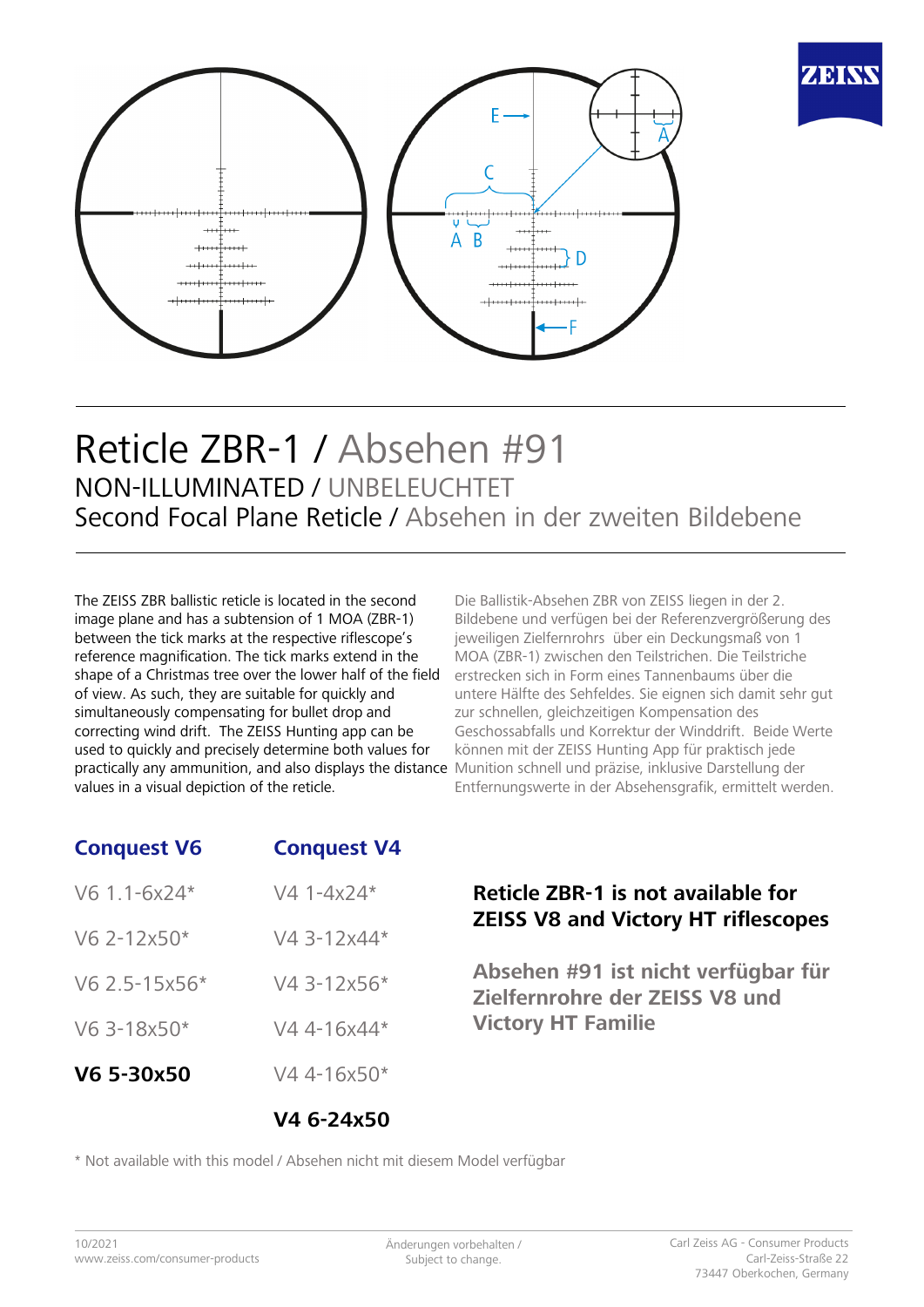# Reticle ZBR-1 / Absehen #91

## NON-ILLUMINATED / UNBELEUCHTET

## Second Focal Plane Reticle / Absehen in der zweiten Bildebene

The ZEISS ZBR ballistic reticle is located in the second image plane and has a subtension of 1 MOA (ZBR-1) between the tick marks at the respective riflescope's reference magnification. The tick marks extend in the shape of a Christmas tree over the lower half of the field of view. As such, they are suitable for quickly and simultaneously compensating for bullet drop and correcting wind drift. The ZEISS Hunting app can be used to quickly and precisely determine both values for practically any ammunition, and also displays the distance values in a visual depiction of the reticle.

Die Ballistik-Absehen ZBR von ZEISS liegen in der 2. Bildebene und verfügen bei der Referenzvergrößerung des jeweiligen Zielfernrohrs über ein Deckungsmaß von 1 MOA (ZBR-1) zwischen den Teilstrichen. Die Teilstriche erstrecken sich in Form eines Tannenbaums über die untere Hälfte des Sehfeldes. Sie eignen sich damit sehr gut zur schnellen, gleichzeitigen Kompensation des Geschossabfalls und Korrektur der Winddrift. Beide Werte können mit der ZEISS Hunting App für praktisch jede Munition schnell und präzise, inklusive Darstellung der Entfernungswerte in der Absehensgrafik, ermittelt werden.

| Conquest V6 | Conquest V4 |
|---|---|
| V6 1.1-6x24* | V4 1-4x24* |
| V6 2-12x50* | V4 3-12x44* |
| V6 2.5-15x56* | V4 3-12x56* |
| V6 3-18x50* | V4 4-16x44* |
| **V6 5-30x50** | V4 4-16x50* |
| | **V4 6-24x50** |

**Reticle ZBR-1 is not available for ZEISS V8 and Victory HT riflescopes**

**Absehen #91 ist nicht verfügbar für Zielfernrohre der ZEISS V8 und Victory HT Familie**

* Not available with this model / Absehen nicht mit diesem Model verfügbar

10/2021
www.zeiss.com/consumer-products

Änderungen vorbehalten / Subject to change.

Carl Zeiss AG - Consumer Products
Carl-Zeiss-Straße 22
73447 Oberkochen, Germany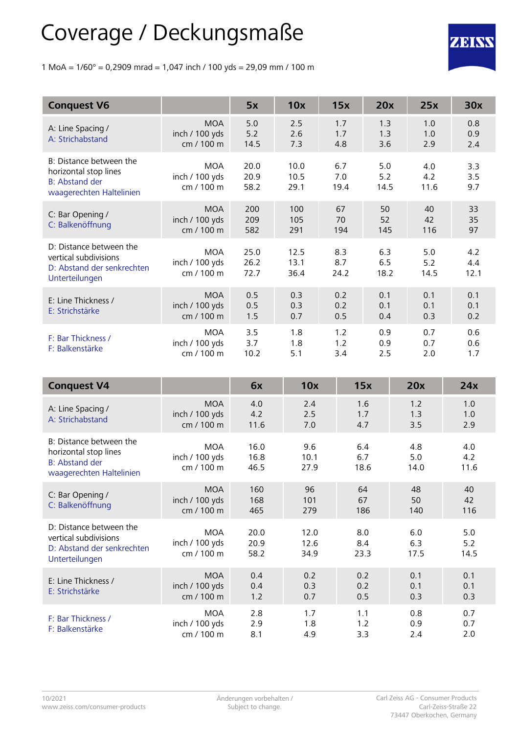# Coverage / Deckungsmaße

1 MoA = 1/60° = 0,2909 mrad = 1,047 inch / 100 yds = 29,09 mm / 100 m

| Conquest V6 | | 5x | 10x | 15x | 20x | 25x | 30x |
|---|---|---|---|---|---|---|---|
| A: Line Spacing / A: Strichabstand | MOA | 5.0 | 2.5 | 1.7 | 1.3 | 1.0 | 0.8 |
| | inch / 100 yds | 5.2 | 2.6 | 1.7 | 1.3 | 1.0 | 0.9 |
| | cm / 100 m | 14.5 | 7.3 | 4.8 | 3.6 | 2.9 | 2.4 |
| B: Distance between the horizontal stop lines / B: Abstand der waagerechten Haltelinien | MOA | 20.0 | 10.0 | 6.7 | 5.0 | 4.0 | 3.3 |
| | inch / 100 yds | 20.9 | 10.5 | 7.0 | 5.2 | 4.2 | 3.5 |
| | cm / 100 m | 58.2 | 29.1 | 19.4 | 14.5 | 11.6 | 9.7 |
| C: Bar Opening / C: Balkenöffnung | MOA | 200 | 100 | 67 | 50 | 40 | 33 |
| | inch / 100 yds | 209 | 105 | 70 | 52 | 42 | 35 |
| | cm / 100 m | 582 | 291 | 194 | 145 | 116 | 97 |
| D: Distance between the vertical subdivisions / D: Abstand der senkrechten Unterteilungen | MOA | 25.0 | 12.5 | 8.3 | 6.3 | 5.0 | 4.2 |
| | inch / 100 yds | 26.2 | 13.1 | 8.7 | 6.5 | 5.2 | 4.4 |
| | cm / 100 m | 72.7 | 36.4 | 24.2 | 18.2 | 14.5 | 12.1 |
| E: Line Thickness / E: Strichstärke | MOA | 0.5 | 0.3 | 0.2 | 0.1 | 0.1 | 0.1 |
| | inch / 100 yds | 0.5 | 0.3 | 0.2 | 0.1 | 0.1 | 0.1 |
| | cm / 100 m | 1.5 | 0.7 | 0.5 | 0.4 | 0.3 | 0.2 |
| F: Bar Thickness / F: Balkenstärke | MOA | 3.5 | 1.8 | 1.2 | 0.9 | 0.7 | 0.6 |
| | inch / 100 yds | 3.7 | 1.8 | 1.2 | 0.9 | 0.7 | 0.6 |
| | cm / 100 m | 10.2 | 5.1 | 3.4 | 2.5 | 2.0 | 1.7 |

| Conquest V4 | | 6x | 10x | 15x | 20x | 24x |
|---|---|---|---|---|---|---|
| A: Line Spacing / A: Strichabstand | MOA | 4.0 | 2.4 | 1.6 | 1.2 | 1.0 |
| | inch / 100 yds | 4.2 | 2.5 | 1.7 | 1.3 | 1.0 |
| | cm / 100 m | 11.6 | 7.0 | 4.7 | 3.5 | 2.9 |
| B: Distance between the horizontal stop lines / B: Abstand der waagerechten Haltelinien | MOA | 16.0 | 9.6 | 6.4 | 4.8 | 4.0 |
| | inch / 100 yds | 16.8 | 10.1 | 6.7 | 5.0 | 4.2 |
| | cm / 100 m | 46.5 | 27.9 | 18.6 | 14.0 | 11.6 |
| C: Bar Opening / C: Balkenöffnung | MOA | 160 | 96 | 64 | 48 | 40 |
| | inch / 100 yds | 168 | 101 | 67 | 50 | 42 |
| | cm / 100 m | 465 | 279 | 186 | 140 | 116 |
| D: Distance between the vertical subdivisions / D: Abstand der senkrechten Unterteilungen | MOA | 20.0 | 12.0 | 8.0 | 6.0 | 5.0 |
| | inch / 100 yds | 20.9 | 12.6 | 8.4 | 6.3 | 5.2 |
| | cm / 100 m | 58.2 | 34.9 | 23.3 | 17.5 | 14.5 |
| E: Line Thickness / E: Strichstärke | MOA | 0.4 | 0.2 | 0.2 | 0.1 | 0.1 |
| | inch / 100 yds | 0.4 | 0.3 | 0.2 | 0.1 | 0.1 |
| | cm / 100 m | 1.2 | 0.7 | 0.5 | 0.3 | 0.3 |
| F: Bar Thickness / F: Balkenstärke | MOA | 2.8 | 1.7 | 1.1 | 0.8 | 0.7 |
| | inch / 100 yds | 2.9 | 1.8 | 1.2 | 0.9 | 0.7 |
| | cm / 100 m | 8.1 | 4.9 | 3.3 | 2.4 | 2.0 |

10/2021
www.zeiss.com/consumer-products

Änderungen vorbehalten / Subject to change.

Carl Zeiss AG - Consumer Products
Carl-Zeiss-Straße 22
73447 Oberkochen, Germany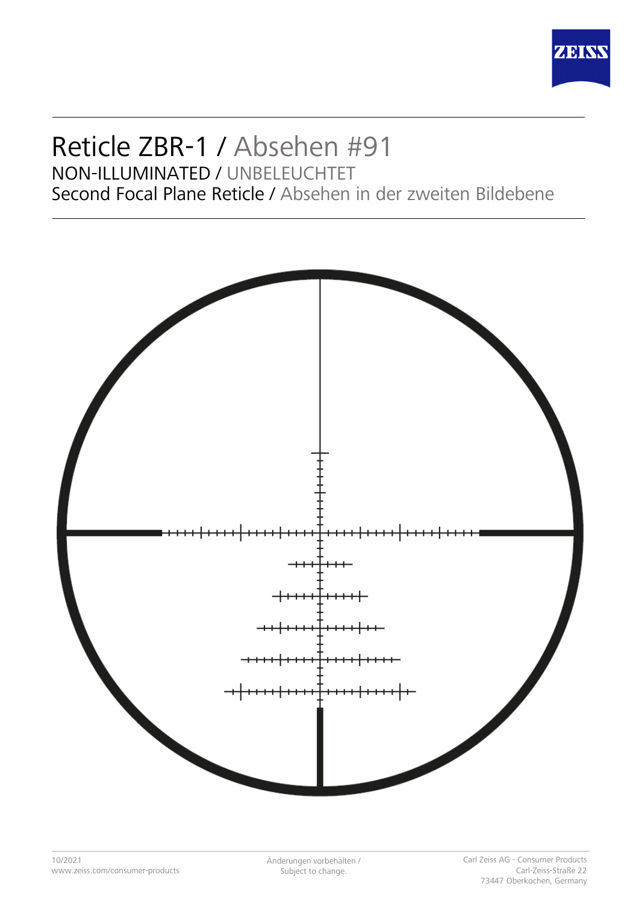# Reticle ZBR-1 / Absehen #91

NON-ILLUMINATED / UNBELEUCHTET

Second Focal Plane Reticle / Absehen in der zweiten Bildebene

10/2021
www.zeiss.com/consumer-products

Änderungen vorbehalten /
Subject to change.

Carl Zeiss AG - Consumer Products
Carl-Zeiss-Straße 22
73447 Oberkochen, Germany